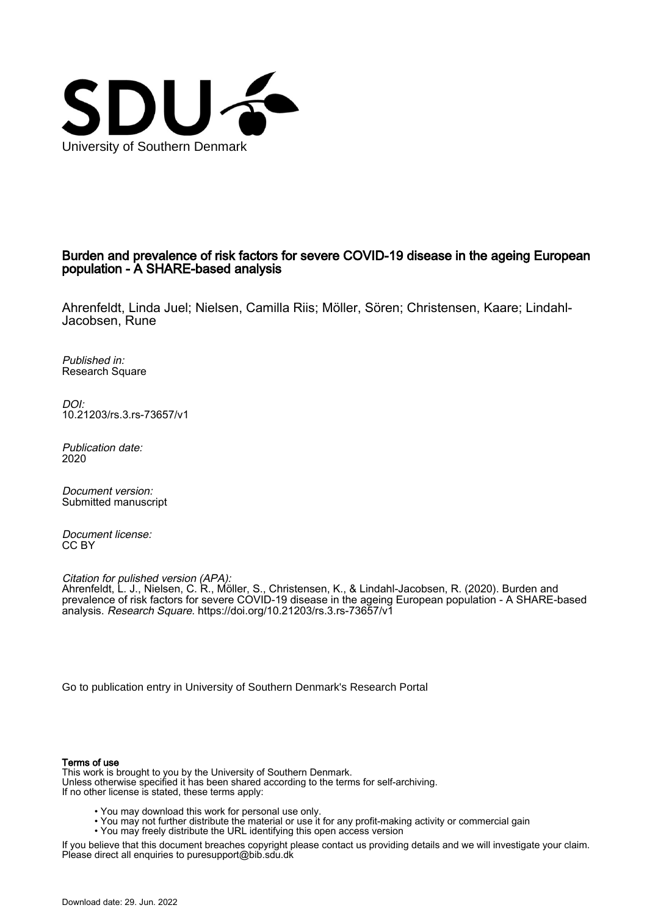University of Southern Denmark

# Burden and prevalence of risk factors for severe COVID-19 disease in the ageing European population - A SHARE-based analysis

Ahrenfeldt, Linda Juel; Nielsen, Camilla Riis; Möller, Sören; Christensen, Kaare; Lindahl-Jacobsen, Rune

*Published in:*
Research Square

*DOI:*
10.21203/rs.3.rs-73657/v1

*Publication date:*
2020

*Document version:*
Submitted manuscript

*Document license:*
CC BY

*Citation for pulished version (APA):*
Ahrenfeldt, L. J., Nielsen, C. R., Möller, S., Christensen, K., & Lindahl-Jacobsen, R. (2020). Burden and prevalence of risk factors for severe COVID-19 disease in the ageing European population - A SHARE-based analysis. *Research Square*. https://doi.org/10.21203/rs.3.rs-73657/v1

Go to publication entry in University of Southern Denmark's Research Portal

**Terms of use**

This work is brought to you by the University of Southern Denmark.
Unless otherwise specified it has been shared according to the terms for self-archiving.
If no other license is stated, these terms apply:

- You may download this work for personal use only.
- You may not further distribute the material or use it for any profit-making activity or commercial gain
- You may freely distribute the URL identifying this open access version

If you believe that this document breaches copyright please contact us providing details and we will investigate your claim.
Please direct all enquiries to puresupport@bib.sdu.dk

Download date: 29. Jun. 2022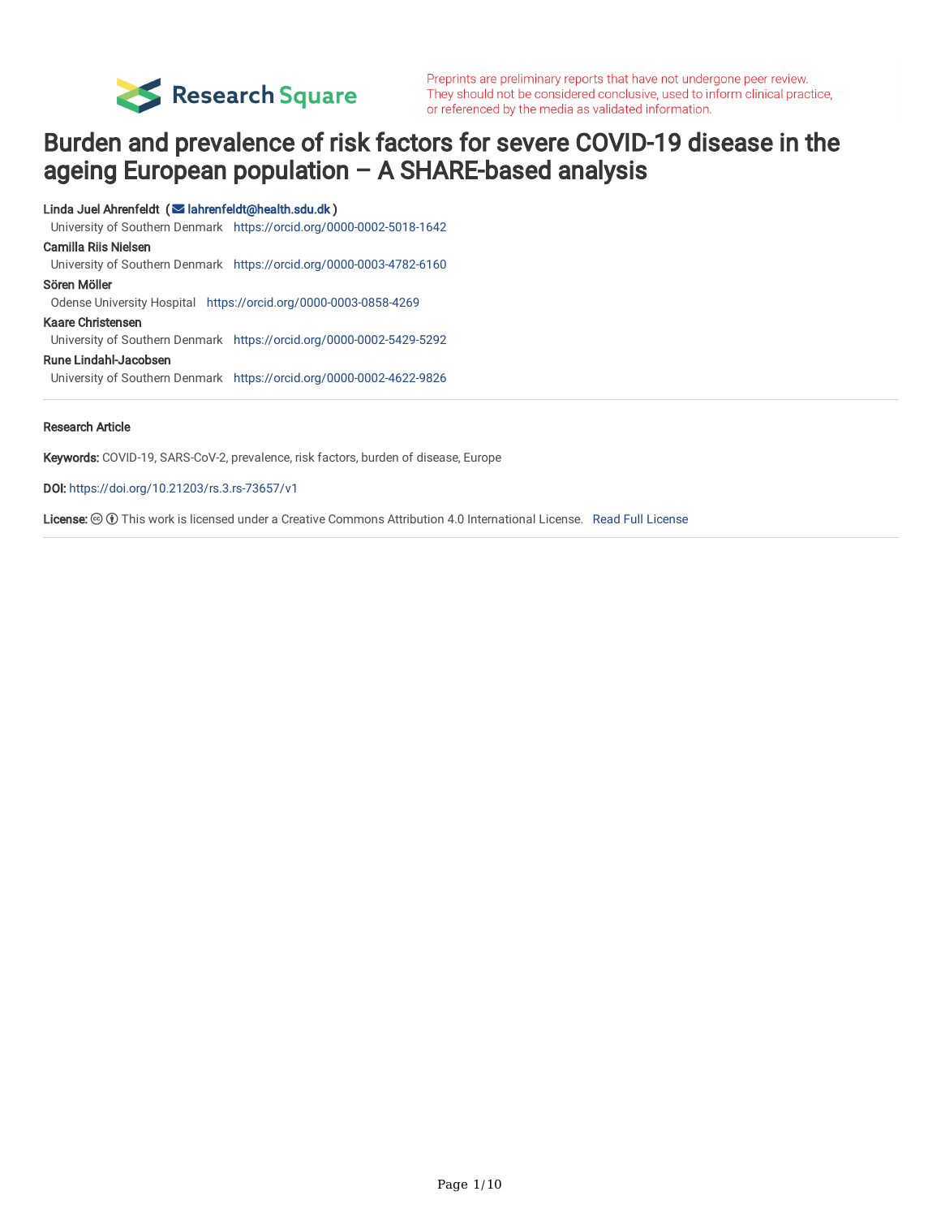# Burden and prevalence of risk factors for severe COVID-19 disease in the ageing European population – A SHARE-based analysis

**Linda Juel Ahrenfeldt** (lahrenfeldt@health.sdu.dk)
University of Southern Denmark https://orcid.org/0000-0002-5018-1642

**Camilla Riis Nielsen**
University of Southern Denmark https://orcid.org/0000-0003-4782-6160

**Sören Möller**
Odense University Hospital https://orcid.org/0000-0003-0858-4269

**Kaare Christensen**
University of Southern Denmark https://orcid.org/0000-0002-5429-5292

**Rune Lindahl-Jacobsen**
University of Southern Denmark https://orcid.org/0000-0002-4622-9826

---

**Research Article**

**Keywords:** COVID-19, SARS-CoV-2, prevalence, risk factors, burden of disease, Europe

**DOI:** https://doi.org/10.21203/rs.3.rs-73657/v1

**License:** This work is licensed under a Creative Commons Attribution 4.0 International License. Read Full License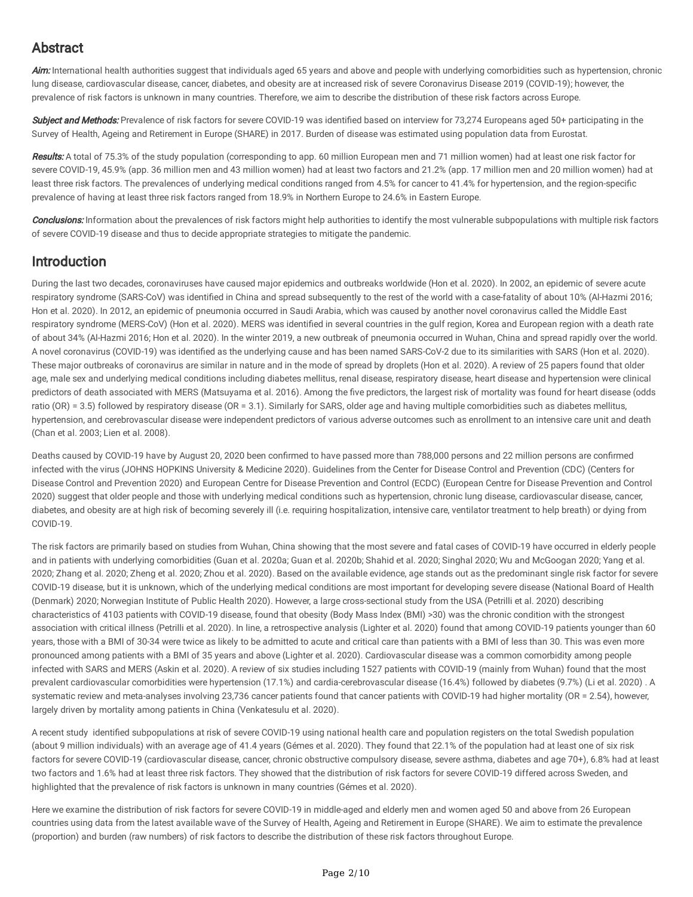## Abstract

***Aim:*** International health authorities suggest that individuals aged 65 years and above and people with underlying comorbidities such as hypertension, chronic lung disease, cardiovascular disease, cancer, diabetes, and obesity are at increased risk of severe Coronavirus Disease 2019 (COVID-19); however, the prevalence of risk factors is unknown in many countries. Therefore, we aim to describe the distribution of these risk factors across Europe.

***Subject and Methods:*** Prevalence of risk factors for severe COVID-19 was identified based on interview for 73,274 Europeans aged 50+ participating in the Survey of Health, Ageing and Retirement in Europe (SHARE) in 2017. Burden of disease was estimated using population data from Eurostat.

***Results:*** A total of 75.3% of the study population (corresponding to app. 60 million European men and 71 million women) had at least one risk factor for severe COVID-19, 45.9% (app. 36 million men and 43 million women) had at least two factors and 21.2% (app. 17 million men and 20 million women) had at least three risk factors. The prevalences of underlying medical conditions ranged from 4.5% for cancer to 41.4% for hypertension, and the region-specific prevalence of having at least three risk factors ranged from 18.9% in Northern Europe to 24.6% in Eastern Europe.

***Conclusions:*** Information about the prevalences of risk factors might help authorities to identify the most vulnerable subpopulations with multiple risk factors of severe COVID-19 disease and thus to decide appropriate strategies to mitigate the pandemic.

## Introduction

During the last two decades, coronaviruses have caused major epidemics and outbreaks worldwide (Hon et al. 2020). In 2002, an epidemic of severe acute respiratory syndrome (SARS-CoV) was identified in China and spread subsequently to the rest of the world with a case-fatality of about 10% (Al-Hazmi 2016; Hon et al. 2020). In 2012, an epidemic of pneumonia occurred in Saudi Arabia, which was caused by another novel coronavirus called the Middle East respiratory syndrome (MERS-CoV) (Hon et al. 2020). MERS was identified in several countries in the gulf region, Korea and European region with a death rate of about 34% (Al-Hazmi 2016; Hon et al. 2020). In the winter 2019, a new outbreak of pneumonia occurred in Wuhan, China and spread rapidly over the world. A novel coronavirus (COVID-19) was identified as the underlying cause and has been named SARS-CoV-2 due to its similarities with SARS (Hon et al. 2020). These major outbreaks of coronavirus are similar in nature and in the mode of spread by droplets (Hon et al. 2020). A review of 25 papers found that older age, male sex and underlying medical conditions including diabetes mellitus, renal disease, respiratory disease, heart disease and hypertension were clinical predictors of death associated with MERS (Matsuyama et al. 2016). Among the five predictors, the largest risk of mortality was found for heart disease (odds ratio (OR) = 3.5) followed by respiratory disease (OR = 3.1). Similarly for SARS, older age and having multiple comorbidities such as diabetes mellitus, hypertension, and cerebrovascular disease were independent predictors of various adverse outcomes such as enrollment to an intensive care unit and death (Chan et al. 2003; Lien et al. 2008).

Deaths caused by COVID-19 have by August 20, 2020 been confirmed to have passed more than 788,000 persons and 22 million persons are confirmed infected with the virus (JOHNS HOPKINS University & Medicine 2020). Guidelines from the Center for Disease Control and Prevention (CDC) (Centers for Disease Control and Prevention 2020) and European Centre for Disease Prevention and Control (ECDC) (European Centre for Disease Prevention and Control 2020) suggest that older people and those with underlying medical conditions such as hypertension, chronic lung disease, cardiovascular disease, cancer, diabetes, and obesity are at high risk of becoming severely ill (i.e. requiring hospitalization, intensive care, ventilator treatment to help breath) or dying from COVID-19.

The risk factors are primarily based on studies from Wuhan, China showing that the most severe and fatal cases of COVID-19 have occurred in elderly people and in patients with underlying comorbidities (Guan et al. 2020a; Guan et al. 2020b; Shahid et al. 2020; Singhal 2020; Wu and McGoogan 2020; Yang et al. 2020; Zhang et al. 2020; Zheng et al. 2020; Zhou et al. 2020). Based on the available evidence, age stands out as the predominant single risk factor for severe COVID-19 disease, but it is unknown, which of the underlying medical conditions are most important for developing severe disease (National Board of Health (Denmark) 2020; Norwegian Institute of Public Health 2020). However, a large cross-sectional study from the USA (Petrilli et al. 2020) describing characteristics of 4103 patients with COVID-19 disease, found that obesity (Body Mass Index (BMI) >30) was the chronic condition with the strongest association with critical illness (Petrilli et al. 2020). In line, a retrospective analysis (Lighter et al. 2020) found that among COVID-19 patients younger than 60 years, those with a BMI of 30-34 were twice as likely to be admitted to acute and critical care than patients with a BMI of less than 30. This was even more pronounced among patients with a BMI of 35 years and above (Lighter et al. 2020). Cardiovascular disease was a common comorbidity among people infected with SARS and MERS (Askin et al. 2020). A review of six studies including 1527 patients with COVID-19 (mainly from Wuhan) found that the most prevalent cardiovascular comorbidities were hypertension (17.1%) and cardia-cerebrovascular disease (16.4%) followed by diabetes (9.7%) (Li et al. 2020) . A systematic review and meta-analyses involving 23,736 cancer patients found that cancer patients with COVID-19 had higher mortality (OR = 2.54), however, largely driven by mortality among patients in China (Venkatesulu et al. 2020).

A recent study identified subpopulations at risk of severe COVID-19 using national health care and population registers on the total Swedish population (about 9 million individuals) with an average age of 41.4 years (Gémes et al. 2020). They found that 22.1% of the population had at least one of six risk factors for severe COVID-19 (cardiovascular disease, cancer, chronic obstructive compulsory disease, severe asthma, diabetes and age 70+), 6.8% had at least two factors and 1.6% had at least three risk factors. They showed that the distribution of risk factors for severe COVID-19 differed across Sweden, and highlighted that the prevalence of risk factors is unknown in many countries (Gémes et al. 2020).

Here we examine the distribution of risk factors for severe COVID-19 in middle-aged and elderly men and women aged 50 and above from 26 European countries using data from the latest available wave of the Survey of Health, Ageing and Retirement in Europe (SHARE). We aim to estimate the prevalence (proportion) and burden (raw numbers) of risk factors to describe the distribution of these risk factors throughout Europe.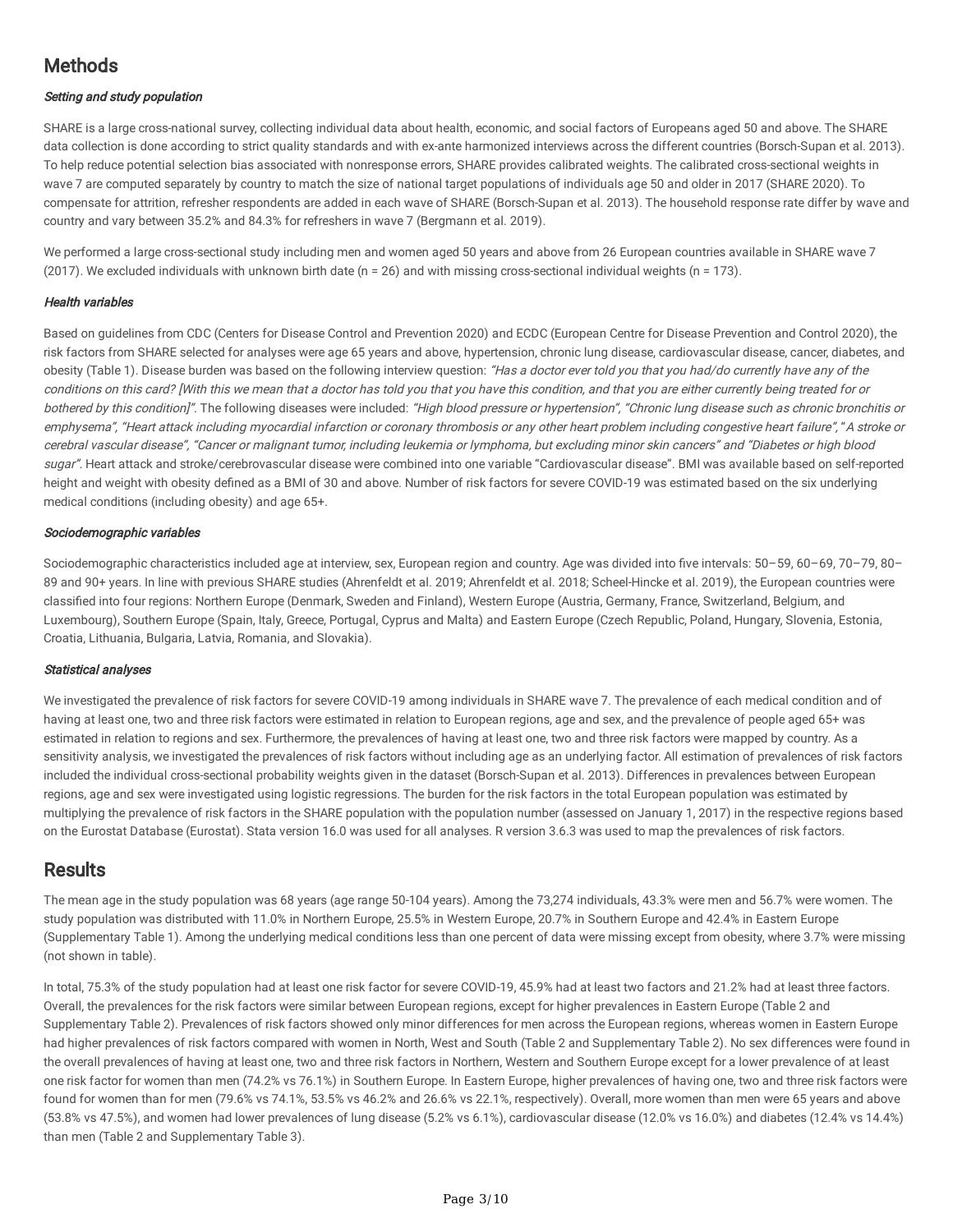## Methods

### *Setting and study population*

SHARE is a large cross-national survey, collecting individual data about health, economic, and social factors of Europeans aged 50 and above. The SHARE data collection is done according to strict quality standards and with ex-ante harmonized interviews across the different countries (Borsch-Supan et al. 2013). To help reduce potential selection bias associated with nonresponse errors, SHARE provides calibrated weights. The calibrated cross-sectional weights in wave 7 are computed separately by country to match the size of national target populations of individuals age 50 and older in 2017 (SHARE 2020). To compensate for attrition, refresher respondents are added in each wave of SHARE (Borsch-Supan et al. 2013). The household response rate differ by wave and country and vary between 35.2% and 84.3% for refreshers in wave 7 (Bergmann et al. 2019).

We performed a large cross-sectional study including men and women aged 50 years and above from 26 European countries available in SHARE wave 7 (2017). We excluded individuals with unknown birth date (n = 26) and with missing cross-sectional individual weights (n = 173).

### *Health variables*

Based on guidelines from CDC (Centers for Disease Control and Prevention 2020) and ECDC (European Centre for Disease Prevention and Control 2020), the risk factors from SHARE selected for analyses were age 65 years and above, hypertension, chronic lung disease, cardiovascular disease, cancer, diabetes, and obesity (Table 1). Disease burden was based on the following interview question: *"Has a doctor ever told you that you had/do currently have any of the conditions on this card? [With this we mean that a doctor has told you that you have this condition, and that you are either currently being treated for or bothered by this condition]"*. The following diseases were included: *"High blood pressure or hypertension"*, *"Chronic lung disease such as chronic bronchitis or emphysema"*, *"Heart attack including myocardial infarction or coronary thrombosis or any other heart problem including congestive heart failure"*, "*A stroke or cerebral vascular disease"*, *"Cancer or malignant tumor, including leukemia or lymphoma, but excluding minor skin cancers"* and *"Diabetes or high blood sugar"*. Heart attack and stroke/cerebrovascular disease were combined into one variable "Cardiovascular disease". BMI was available based on self-reported height and weight with obesity defined as a BMI of 30 and above. Number of risk factors for severe COVID-19 was estimated based on the six underlying medical conditions (including obesity) and age 65+.

### *Sociodemographic variables*

Sociodemographic characteristics included age at interview, sex, European region and country. Age was divided into five intervals: 50–59, 60–69, 70–79, 80–89 and 90+ years. In line with previous SHARE studies (Ahrenfeldt et al. 2019; Ahrenfeldt et al. 2018; Scheel-Hincke et al. 2019), the European countries were classified into four regions: Northern Europe (Denmark, Sweden and Finland), Western Europe (Austria, Germany, France, Switzerland, Belgium, and Luxembourg), Southern Europe (Spain, Italy, Greece, Portugal, Cyprus and Malta) and Eastern Europe (Czech Republic, Poland, Hungary, Slovenia, Estonia, Croatia, Lithuania, Bulgaria, Latvia, Romania, and Slovakia).

### *Statistical analyses*

We investigated the prevalence of risk factors for severe COVID-19 among individuals in SHARE wave 7. The prevalence of each medical condition and of having at least one, two and three risk factors were estimated in relation to European regions, age and sex, and the prevalence of people aged 65+ was estimated in relation to regions and sex. Furthermore, the prevalences of having at least one, two and three risk factors were mapped by country. As a sensitivity analysis, we investigated the prevalences of risk factors without including age as an underlying factor. All estimation of prevalences of risk factors included the individual cross-sectional probability weights given in the dataset (Borsch-Supan et al. 2013). Differences in prevalences between European regions, age and sex were investigated using logistic regressions. The burden for the risk factors in the total European population was estimated by multiplying the prevalence of risk factors in the SHARE population with the population number (assessed on January 1, 2017) in the respective regions based on the Eurostat Database (Eurostat). Stata version 16.0 was used for all analyses. R version 3.6.3 was used to map the prevalences of risk factors.

## Results

The mean age in the study population was 68 years (age range 50-104 years). Among the 73,274 individuals, 43.3% were men and 56.7% were women. The study population was distributed with 11.0% in Northern Europe, 25.5% in Western Europe, 20.7% in Southern Europe and 42.4% in Eastern Europe (Supplementary Table 1). Among the underlying medical conditions less than one percent of data were missing except from obesity, where 3.7% were missing (not shown in table).

In total, 75.3% of the study population had at least one risk factor for severe COVID-19, 45.9% had at least two factors and 21.2% had at least three factors. Overall, the prevalences for the risk factors were similar between European regions, except for higher prevalences in Eastern Europe (Table 2 and Supplementary Table 2). Prevalences of risk factors showed only minor differences for men across the European regions, whereas women in Eastern Europe had higher prevalences of risk factors compared with women in North, West and South (Table 2 and Supplementary Table 2). No sex differences were found in the overall prevalences of having at least one, two and three risk factors in Northern, Western and Southern Europe except for a lower prevalence of at least one risk factor for women than men (74.2% vs 76.1%) in Southern Europe. In Eastern Europe, higher prevalences of having one, two and three risk factors were found for women than for men (79.6% vs 74.1%, 53.5% vs 46.2% and 26.6% vs 22.1%, respectively). Overall, more women than men were 65 years and above (53.8% vs 47.5%), and women had lower prevalences of lung disease (5.2% vs 6.1%), cardiovascular disease (12.0% vs 16.0%) and diabetes (12.4% vs 14.4%) than men (Table 2 and Supplementary Table 3).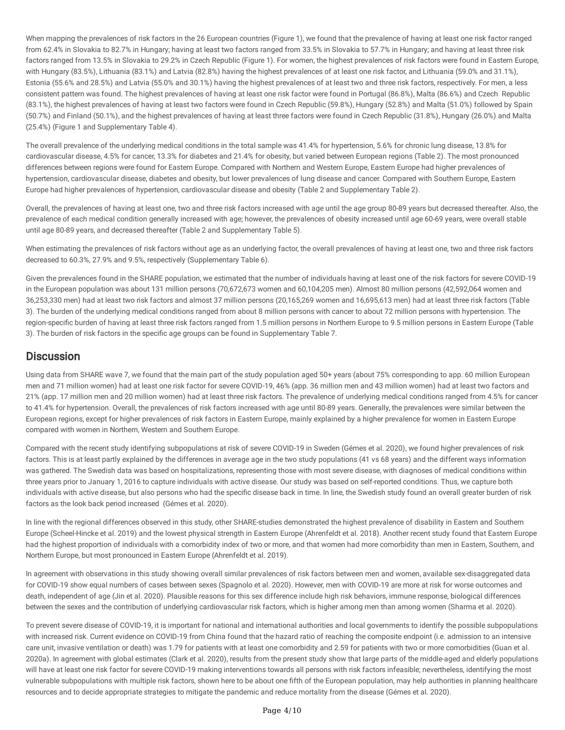When mapping the prevalences of risk factors in the 26 European countries (Figure 1), we found that the prevalence of having at least one risk factor ranged from 62.4% in Slovakia to 82.7% in Hungary; having at least two factors ranged from 33.5% in Slovakia to 57.7% in Hungary; and having at least three risk factors ranged from 13.5% in Slovakia to 29.2% in Czech Republic (Figure 1). For women, the highest prevalences of risk factors were found in Eastern Europe, with Hungary (83.5%), Lithuania (83.1%) and Latvia (82.8%) having the highest prevalences of at least one risk factor, and Lithuania (59.0% and 31.1%), Estonia (55.6% and 28.5%) and Latvia (55.0% and 30.1%) having the highest prevalences of at least two and three risk factors, respectively. For men, a less consistent pattern was found. The highest prevalences of having at least one risk factor were found in Portugal (86.8%), Malta (86.6%) and Czech Republic (83.1%), the highest prevalences of having at least two factors were found in Czech Republic (59.8%), Hungary (52.8%) and Malta (51.0%) followed by Spain (50.7%) and Finland (50.1%), and the highest prevalences of having at least three factors were found in Czech Republic (31.8%), Hungary (26.0%) and Malta (25.4%) (Figure 1 and Supplementary Table 4).

The overall prevalence of the underlying medical conditions in the total sample was 41.4% for hypertension, 5.6% for chronic lung disease, 13.8% for cardiovascular disease, 4.5% for cancer, 13.3% for diabetes and 21.4% for obesity, but varied between European regions (Table 2). The most pronounced differences between regions were found for Eastern Europe. Compared with Northern and Western Europe, Eastern Europe had higher prevalences of hypertension, cardiovascular disease, diabetes and obesity, but lower prevalences of lung disease and cancer. Compared with Southern Europe, Eastern Europe had higher prevalences of hypertension, cardiovascular disease and obesity (Table 2 and Supplementary Table 2).

Overall, the prevalences of having at least one, two and three risk factors increased with age until the age group 80-89 years but decreased thereafter. Also, the prevalence of each medical condition generally increased with age; however, the prevalences of obesity increased until age 60-69 years, were overall stable until age 80-89 years, and decreased thereafter (Table 2 and Supplementary Table 5).

When estimating the prevalences of risk factors without age as an underlying factor, the overall prevalences of having at least one, two and three risk factors decreased to 60.3%, 27.9% and 9.5%, respectively (Supplementary Table 6).

Given the prevalences found in the SHARE population, we estimated that the number of individuals having at least one of the risk factors for severe COVID-19 in the European population was about 131 million persons (70,672,673 women and 60,104,205 men). Almost 80 million persons (42,592,064 women and 36,253,330 men) had at least two risk factors and almost 37 million persons (20,165,269 women and 16,695,613 men) had at least three risk factors (Table 3). The burden of the underlying medical conditions ranged from about 8 million persons with cancer to about 72 million persons with hypertension. The region-specific burden of having at least three risk factors ranged from 1.5 million persons in Northern Europe to 9.5 million persons in Eastern Europe (Table 3). The burden of risk factors in the specific age groups can be found in Supplementary Table 7.

## Discussion

Using data from SHARE wave 7, we found that the main part of the study population aged 50+ years (about 75% corresponding to app. 60 million European men and 71 million women) had at least one risk factor for severe COVID-19, 46% (app. 36 million men and 43 million women) had at least two factors and 21% (app. 17 million men and 20 million women) had at least three risk factors. The prevalence of underlying medical conditions ranged from 4.5% for cancer to 41.4% for hypertension. Overall, the prevalences of risk factors increased with age until 80-89 years. Generally, the prevalences were similar between the European regions, except for higher prevalences of risk factors in Eastern Europe, mainly explained by a higher prevalence for women in Eastern Europe compared with women in Northern, Western and Southern Europe.

Compared with the recent study identifying subpopulations at risk of severe COVID-19 in Sweden (Gémes et al. 2020), we found higher prevalences of risk factors. This is at least partly explained by the differences in average age in the two study populations (41 vs 68 years) and the different ways information was gathered. The Swedish data was based on hospitalizations, representing those with most severe disease, with diagnoses of medical conditions within three years prior to January 1, 2016 to capture individuals with active disease. Our study was based on self-reported conditions. Thus, we capture both individuals with active disease, but also persons who had the specific disease back in time. In line, the Swedish study found an overall greater burden of risk factors as the look back period increased (Gémes et al. 2020).

In line with the regional differences observed in this study, other SHARE-studies demonstrated the highest prevalence of disability in Eastern and Southern Europe (Scheel-Hincke et al. 2019) and the lowest physical strength in Eastern Europe (Ahrenfeldt et al. 2018). Another recent study found that Eastern Europe had the highest proportion of individuals with a comorbidity index of two or more, and that women had more comorbidity than men in Eastern, Southern, and Northern Europe, but most pronounced in Eastern Europe (Ahrenfeldt et al. 2019).

In agreement with observations in this study showing overall similar prevalences of risk factors between men and women, available sex-disaggregated data for COVID-19 show equal numbers of cases between sexes (Spagnolo et al. 2020). However, men with COVID-19 are more at risk for worse outcomes and death, independent of age (Jin et al. 2020). Plausible reasons for this sex difference include high risk behaviors, immune response, biological differences between the sexes and the contribution of underlying cardiovascular risk factors, which is higher among men than among women (Sharma et al. 2020).

To prevent severe disease of COVID-19, it is important for national and international authorities and local governments to identify the possible subpopulations with increased risk. Current evidence on COVID-19 from China found that the hazard ratio of reaching the composite endpoint (i.e. admission to an intensive care unit, invasive ventilation or death) was 1.79 for patients with at least one comorbidity and 2.59 for patients with two or more comorbidities (Guan et al. 2020a). In agreement with global estimates (Clark et al. 2020), results from the present study show that large parts of the middle-aged and elderly populations will have at least one risk factor for severe COVID-19 making interventions towards all persons with risk factors infeasible; nevertheless, identifying the most vulnerable subpopulations with multiple risk factors, shown here to be about one fifth of the European population, may help authorities in planning healthcare resources and to decide appropriate strategies to mitigate the pandemic and reduce mortality from the disease (Gémes et al. 2020).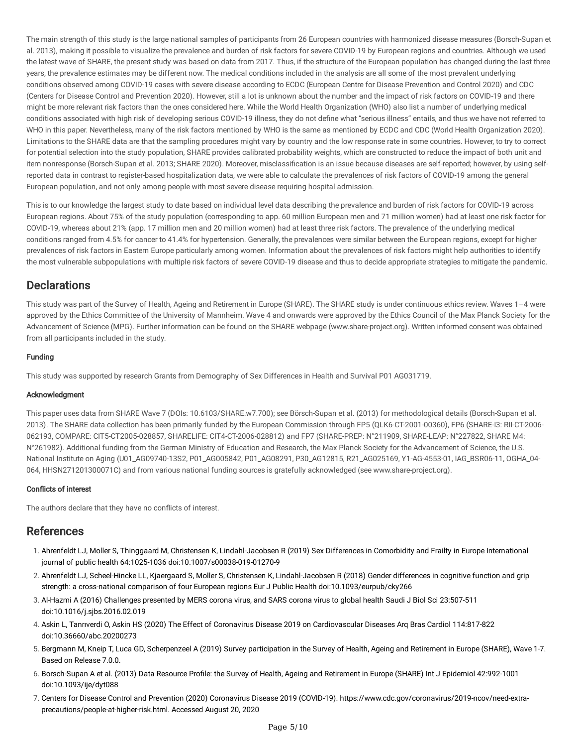The main strength of this study is the large national samples of participants from 26 European countries with harmonized disease measures (Borsch-Supan et al. 2013), making it possible to visualize the prevalence and burden of risk factors for severe COVID-19 by European regions and countries. Although we used the latest wave of SHARE, the present study was based on data from 2017. Thus, if the structure of the European population has changed during the last three years, the prevalence estimates may be different now. The medical conditions included in the analysis are all some of the most prevalent underlying conditions observed among COVID-19 cases with severe disease according to ECDC (European Centre for Disease Prevention and Control 2020) and CDC (Centers for Disease Control and Prevention 2020). However, still a lot is unknown about the number and the impact of risk factors on COVID-19 and there might be more relevant risk factors than the ones considered here. While the World Health Organization (WHO) also list a number of underlying medical conditions associated with high risk of developing serious COVID-19 illness, they do not define what "serious illness" entails, and thus we have not referred to WHO in this paper. Nevertheless, many of the risk factors mentioned by WHO is the same as mentioned by ECDC and CDC (World Health Organization 2020). Limitations to the SHARE data are that the sampling procedures might vary by country and the low response rate in some countries. However, to try to correct for potential selection into the study population, SHARE provides calibrated probability weights, which are constructed to reduce the impact of both unit and item nonresponse (Borsch-Supan et al. 2013; SHARE 2020). Moreover, misclassification is an issue because diseases are self-reported; however, by using self-reported data in contrast to register-based hospitalization data, we were able to calculate the prevalences of risk factors of COVID-19 among the general European population, and not only among people with most severe disease requiring hospital admission.

This is to our knowledge the largest study to date based on individual level data describing the prevalence and burden of risk factors for COVID-19 across European regions. About 75% of the study population (corresponding to app. 60 million European men and 71 million women) had at least one risk factor for COVID-19, whereas about 21% (app. 17 million men and 20 million women) had at least three risk factors. The prevalence of the underlying medical conditions ranged from 4.5% for cancer to 41.4% for hypertension. Generally, the prevalences were similar between the European regions, except for higher prevalences of risk factors in Eastern Europe particularly among women. Information about the prevalences of risk factors might help authorities to identify the most vulnerable subpopulations with multiple risk factors of severe COVID-19 disease and thus to decide appropriate strategies to mitigate the pandemic.

## Declarations

This study was part of the Survey of Health, Ageing and Retirement in Europe (SHARE). The SHARE study is under continuous ethics review. Waves 1–4 were approved by the Ethics Committee of the University of Mannheim. Wave 4 and onwards were approved by the Ethics Council of the Max Planck Society for the Advancement of Science (MPG). Further information can be found on the SHARE webpage (www.share-project.org). Written informed consent was obtained from all participants included in the study.

### Funding

This study was supported by research Grants from Demography of Sex Differences in Health and Survival P01 AG031719.

### Acknowledgment

This paper uses data from SHARE Wave 7 (DOIs: 10.6103/SHARE.w7.700); see Börsch-Supan et al. (2013) for methodological details (Borsch-Supan et al. 2013). The SHARE data collection has been primarily funded by the European Commission through FP5 (QLK6-CT-2001-00360), FP6 (SHARE-I3: RII-CT-2006-062193, COMPARE: CIT5-CT2005-028857, SHARELIFE: CIT4-CT-2006-028812) and FP7 (SHARE-PREP: N°211909, SHARE-LEAP: N°227822, SHARE M4: N°261982). Additional funding from the German Ministry of Education and Research, the Max Planck Society for the Advancement of Science, the U.S. National Institute on Aging (U01_AG09740-13S2, P01_AG005842, P01_AG08291, P30_AG12815, R21_AG025169, Y1-AG-4553-01, IAG_BSR06-11, OGHA_04-064, HHSN271201300071C) and from various national funding sources is gratefully acknowledged (see www.share-project.org).

### Conflicts of interest

The authors declare that they have no conflicts of interest.

## References

1. Ahrenfeldt LJ, Moller S, Thinggaard M, Christensen K, Lindahl-Jacobsen R (2019) Sex Differences in Comorbidity and Frailty in Europe International journal of public health 64:1025-1036 doi:10.1007/s00038-019-01270-9
2. Ahrenfeldt LJ, Scheel-Hincke LL, Kjaergaard S, Moller S, Christensen K, Lindahl-Jacobsen R (2018) Gender differences in cognitive function and grip strength: a cross-national comparison of four European regions Eur J Public Health doi:10.1093/eurpub/cky266
3. Al-Hazmi A (2016) Challenges presented by MERS corona virus, and SARS corona virus to global health Saudi J Biol Sci 23:507-511 doi:10.1016/j.sjbs.2016.02.019
4. Askin L, Tanrıverdi O, Askin HS (2020) The Effect of Coronavirus Disease 2019 on Cardiovascular Diseases Arq Bras Cardiol 114:817-822 doi:10.36660/abc.20200273
5. Bergmann M, Kneip T, Luca GD, Scherpenzeel A (2019) Survey participation in the Survey of Health, Ageing and Retirement in Europe (SHARE), Wave 1-7. Based on Release 7.0.0.
6. Borsch-Supan A et al. (2013) Data Resource Profile: the Survey of Health, Ageing and Retirement in Europe (SHARE) Int J Epidemiol 42:992-1001 doi:10.1093/ije/dyt088
7. Centers for Disease Control and Prevention (2020) Coronavirus Disease 2019 (COVID-19). https://www.cdc.gov/coronavirus/2019-ncov/need-extra-precautions/people-at-higher-risk.html. Accessed August 20, 2020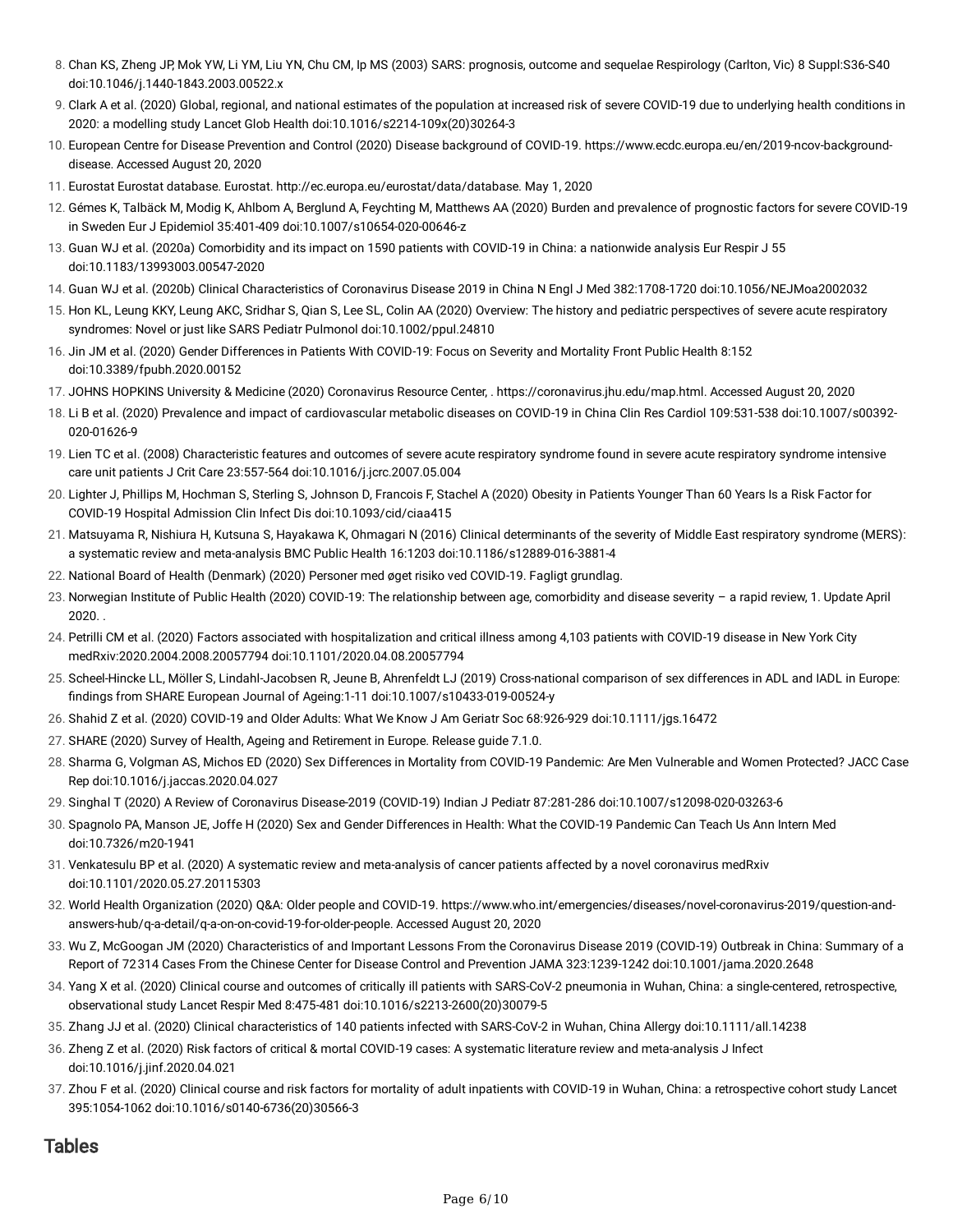8. Chan KS, Zheng JP, Mok YW, Li YM, Liu YN, Chu CM, Ip MS (2003) SARS: prognosis, outcome and sequelae Respirology (Carlton, Vic) 8 Suppl:S36-S40 doi:10.1046/j.1440-1843.2003.00522.x
9. Clark A et al. (2020) Global, regional, and national estimates of the population at increased risk of severe COVID-19 due to underlying health conditions in 2020: a modelling study Lancet Glob Health doi:10.1016/s2214-109x(20)30264-3
10. European Centre for Disease Prevention and Control (2020) Disease background of COVID-19. https://www.ecdc.europa.eu/en/2019-ncov-background-disease. Accessed August 20, 2020
11. Eurostat Eurostat database. Eurostat. http://ec.europa.eu/eurostat/data/database. May 1, 2020
12. Gémes K, Talbäck M, Modig K, Ahlbom A, Berglund A, Feychting M, Matthews AA (2020) Burden and prevalence of prognostic factors for severe COVID-19 in Sweden Eur J Epidemiol 35:401-409 doi:10.1007/s10654-020-00646-z
13. Guan WJ et al. (2020a) Comorbidity and its impact on 1590 patients with COVID-19 in China: a nationwide analysis Eur Respir J 55 doi:10.1183/13993003.00547-2020
14. Guan WJ et al. (2020b) Clinical Characteristics of Coronavirus Disease 2019 in China N Engl J Med 382:1708-1720 doi:10.1056/NEJMoa2002032
15. Hon KL, Leung KKY, Leung AKC, Sridhar S, Qian S, Lee SL, Colin AA (2020) Overview: The history and pediatric perspectives of severe acute respiratory syndromes: Novel or just like SARS Pediatr Pulmonol doi:10.1002/ppul.24810
16. Jin JM et al. (2020) Gender Differences in Patients With COVID-19: Focus on Severity and Mortality Front Public Health 8:152 doi:10.3389/fpubh.2020.00152
17. JOHNS HOPKINS University & Medicine (2020) Coronavirus Resource Center, . https://coronavirus.jhu.edu/map.html. Accessed August 20, 2020
18. Li B et al. (2020) Prevalence and impact of cardiovascular metabolic diseases on COVID-19 in China Clin Res Cardiol 109:531-538 doi:10.1007/s00392-020-01626-9
19. Lien TC et al. (2008) Characteristic features and outcomes of severe acute respiratory syndrome found in severe acute respiratory syndrome intensive care unit patients J Crit Care 23:557-564 doi:10.1016/j.jcrc.2007.05.004
20. Lighter J, Phillips M, Hochman S, Sterling S, Johnson D, Francois F, Stachel A (2020) Obesity in Patients Younger Than 60 Years Is a Risk Factor for COVID-19 Hospital Admission Clin Infect Dis doi:10.1093/cid/ciaa415
21. Matsuyama R, Nishiura H, Kutsuna S, Hayakawa K, Ohmagari N (2016) Clinical determinants of the severity of Middle East respiratory syndrome (MERS): a systematic review and meta-analysis BMC Public Health 16:1203 doi:10.1186/s12889-016-3881-4
22. National Board of Health (Denmark) (2020) Personer med øget risiko ved COVID-19. Fagligt grundlag.
23. Norwegian Institute of Public Health (2020) COVID-19: The relationship between age, comorbidity and disease severity – a rapid review, 1. Update April 2020. .
24. Petrilli CM et al. (2020) Factors associated with hospitalization and critical illness among 4,103 patients with COVID-19 disease in New York City medRxiv:2020.2004.2008.20057794 doi:10.1101/2020.04.08.20057794
25. Scheel-Hincke LL, Möller S, Lindahl-Jacobsen R, Jeune B, Ahrenfeldt LJ (2019) Cross-national comparison of sex differences in ADL and IADL in Europe: findings from SHARE European Journal of Ageing:1-11 doi:10.1007/s10433-019-00524-y
26. Shahid Z et al. (2020) COVID-19 and Older Adults: What We Know J Am Geriatr Soc 68:926-929 doi:10.1111/jgs.16472
27. SHARE (2020) Survey of Health, Ageing and Retirement in Europe. Release guide 7.1.0.
28. Sharma G, Volgman AS, Michos ED (2020) Sex Differences in Mortality from COVID-19 Pandemic: Are Men Vulnerable and Women Protected? JACC Case Rep doi:10.1016/j.jaccas.2020.04.027
29. Singhal T (2020) A Review of Coronavirus Disease-2019 (COVID-19) Indian J Pediatr 87:281-286 doi:10.1007/s12098-020-03263-6
30. Spagnolo PA, Manson JE, Joffe H (2020) Sex and Gender Differences in Health: What the COVID-19 Pandemic Can Teach Us Ann Intern Med doi:10.7326/m20-1941
31. Venkatesulu BP et al. (2020) A systematic review and meta-analysis of cancer patients affected by a novel coronavirus medRxiv doi:10.1101/2020.05.27.20115303
32. World Health Organization (2020) Q&A: Older people and COVID-19. https://www.who.int/emergencies/diseases/novel-coronavirus-2019/question-and-answers-hub/q-a-detail/q-a-on-on-covid-19-for-older-people. Accessed August 20, 2020
33. Wu Z, McGoogan JM (2020) Characteristics of and Important Lessons From the Coronavirus Disease 2019 (COVID-19) Outbreak in China: Summary of a Report of 72 314 Cases From the Chinese Center for Disease Control and Prevention JAMA 323:1239-1242 doi:10.1001/jama.2020.2648
34. Yang X et al. (2020) Clinical course and outcomes of critically ill patients with SARS-CoV-2 pneumonia in Wuhan, China: a single-centered, retrospective, observational study Lancet Respir Med 8:475-481 doi:10.1016/s2213-2600(20)30079-5
35. Zhang JJ et al. (2020) Clinical characteristics of 140 patients infected with SARS-CoV-2 in Wuhan, China Allergy doi:10.1111/all.14238
36. Zheng Z et al. (2020) Risk factors of critical & mortal COVID-19 cases: A systematic literature review and meta-analysis J Infect doi:10.1016/j.jinf.2020.04.021
37. Zhou F et al. (2020) Clinical course and risk factors for mortality of adult inpatients with COVID-19 in Wuhan, China: a retrospective cohort study Lancet 395:1054-1062 doi:10.1016/s0140-6736(20)30566-3

## Tables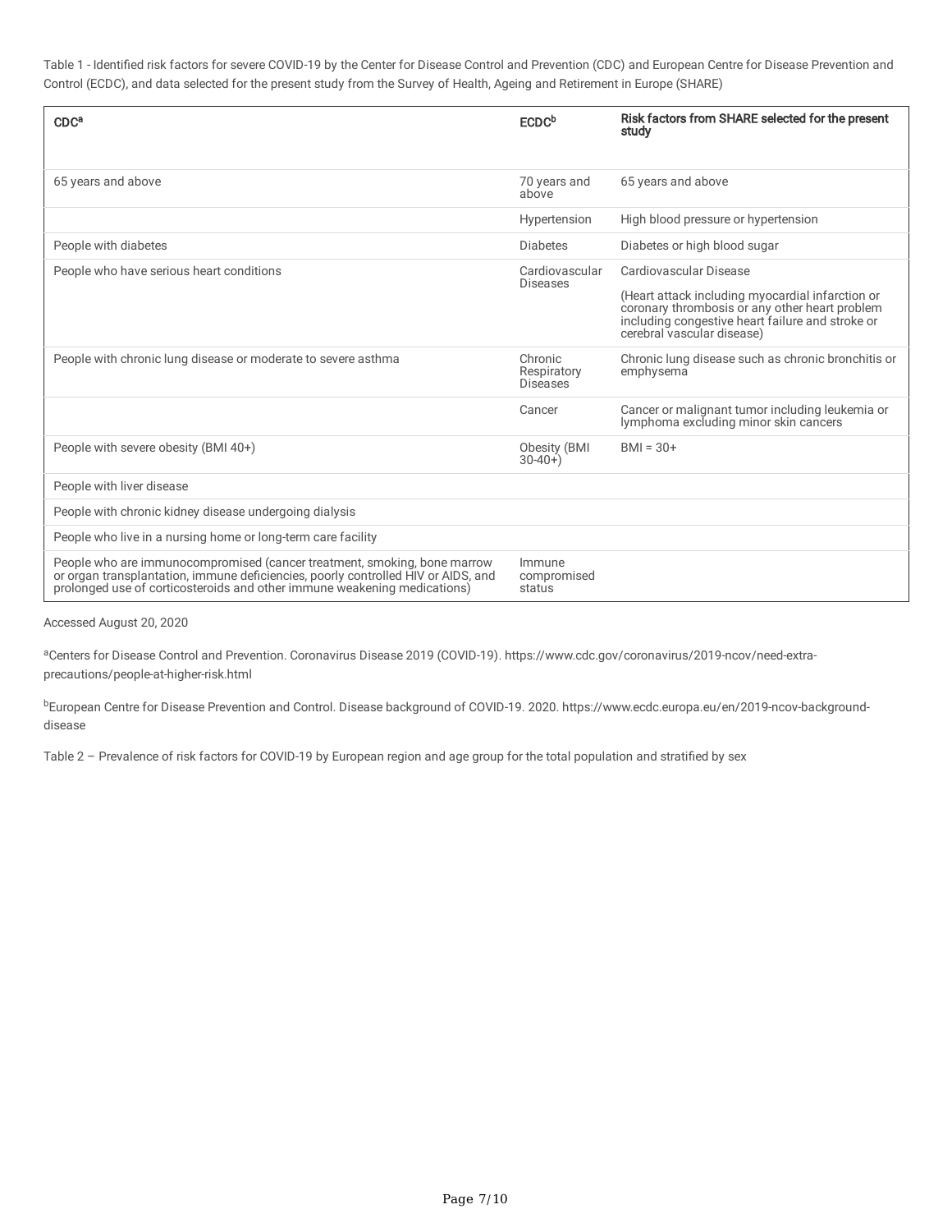Table 1 - Identified risk factors for severe COVID-19 by the Center for Disease Control and Prevention (CDC) and European Centre for Disease Prevention and Control (ECDC), and data selected for the present study from the Survey of Health, Ageing and Retirement in Europe (SHARE)

| CDC[a] | ECDC[b] | Risk factors from SHARE selected for the present study |
|---|---|---|
| 65 years and above | 70 years and above | 65 years and above |
| | Hypertension | High blood pressure or hypertension |
| People with diabetes | Diabetes | Diabetes or high blood sugar |
| People who have serious heart conditions | Cardiovascular Diseases | Cardiovascular Disease (Heart attack including myocardial infarction or coronary thrombosis or any other heart problem including congestive heart failure and stroke or cerebral vascular disease) |
| People with chronic lung disease or moderate to severe asthma | Chronic Respiratory Diseases | Chronic lung disease such as chronic bronchitis or emphysema |
| | Cancer | Cancer or malignant tumor including leukemia or lymphoma excluding minor skin cancers |
| People with severe obesity (BMI 40+) | Obesity (BMI 30-40+) | BMI = 30+ |
| People with liver disease | | |
| People with chronic kidney disease undergoing dialysis | | |
| People who live in a nursing home or long-term care facility | | |
| People who are immunocompromised (cancer treatment, smoking, bone marrow or organ transplantation, immune deficiencies, poorly controlled HIV or AIDS, and prolonged use of corticosteroids and other immune weakening medications) | Immune compromised status | |

Accessed August 20, 2020

[a]Centers for Disease Control and Prevention. Coronavirus Disease 2019 (COVID-19). https://www.cdc.gov/coronavirus/2019-ncov/need-extra-precautions/people-at-higher-risk.html

[b]European Centre for Disease Prevention and Control. Disease background of COVID-19. 2020. https://www.ecdc.europa.eu/en/2019-ncov-background-disease

Table 2 – Prevalence of risk factors for COVID-19 by European region and age group for the total population and stratified by sex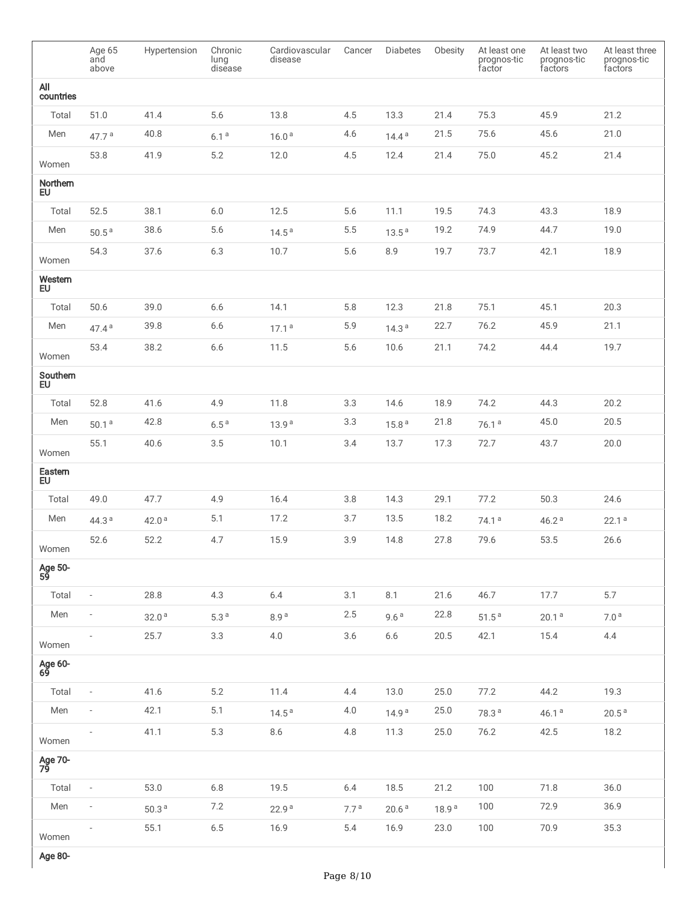| | Age 65 and above | Hypertension | Chronic lung disease | Cardiovascular disease | Cancer | Diabetes | Obesity | At least one prognos-tic factor | At least two prognos-tic factors | At least three prognos-tic factors |
|---|---|---|---|---|---|---|---|---|---|---|
| **All countries** | | | | | | | | | | |
| Total | 51.0 | 41.4 | 5.6 | 13.8 | 4.5 | 13.3 | 21.4 | 75.3 | 45.9 | 21.2 |
| Men | 47.7 [a] | 40.8 | 6.1 [a] | 16.0 [a] | 4.6 | 14.4 [a] | 21.5 | 75.6 | 45.6 | 21.0 |
| Women | 53.8 | 41.9 | 5.2 | 12.0 | 4.5 | 12.4 | 21.4 | 75.0 | 45.2 | 21.4 |
| **Northern EU** | | | | | | | | | | |
| Total | 52.5 | 38.1 | 6.0 | 12.5 | 5.6 | 11.1 | 19.5 | 74.3 | 43.3 | 18.9 |
| Men | 50.5 [a] | 38.6 | 5.6 | 14.5 [a] | 5.5 | 13.5 [a] | 19.2 | 74.9 | 44.7 | 19.0 |
| Women | 54.3 | 37.6 | 6.3 | 10.7 | 5.6 | 8.9 | 19.7 | 73.7 | 42.1 | 18.9 |
| **Western EU** | | | | | | | | | | |
| Total | 50.6 | 39.0 | 6.6 | 14.1 | 5.8 | 12.3 | 21.8 | 75.1 | 45.1 | 20.3 |
| Men | 47.4 [a] | 39.8 | 6.6 | 17.1 [a] | 5.9 | 14.3 [a] | 22.7 | 76.2 | 45.9 | 21.1 |
| Women | 53.4 | 38.2 | 6.6 | 11.5 | 5.6 | 10.6 | 21.1 | 74.2 | 44.4 | 19.7 |
| **Southern EU** | | | | | | | | | | |
| Total | 52.8 | 41.6 | 4.9 | 11.8 | 3.3 | 14.6 | 18.9 | 74.2 | 44.3 | 20.2 |
| Men | 50.1 [a] | 42.8 | 6.5 [a] | 13.9 [a] | 3.3 | 15.8 [a] | 21.8 | 76.1 [a] | 45.0 | 20.5 |
| Women | 55.1 | 40.6 | 3.5 | 10.1 | 3.4 | 13.7 | 17.3 | 72.7 | 43.7 | 20.0 |
| **Eastern EU** | | | | | | | | | | |
| Total | 49.0 | 47.7 | 4.9 | 16.4 | 3.8 | 14.3 | 29.1 | 77.2 | 50.3 | 24.6 |
| Men | 44.3 [a] | 42.0 [a] | 5.1 | 17.2 | 3.7 | 13.5 | 18.2 | 74.1 [a] | 46.2 [a] | 22.1 [a] |
| Women | 52.6 | 52.2 | 4.7 | 15.9 | 3.9 | 14.8 | 27.8 | 79.6 | 53.5 | 26.6 |
| **Age 50-59** | | | | | | | | | | |
| Total | - | 28.8 | 4.3 | 6.4 | 3.1 | 8.1 | 21.6 | 46.7 | 17.7 | 5.7 |
| Men | - | 32.0 [a] | 5.3 [a] | 8.9 [a] | 2.5 | 9.6 [a] | 22.8 | 51.5 [a] | 20.1 [a] | 7.0 [a] |
| Women | - | 25.7 | 3.3 | 4.0 | 3.6 | 6.6 | 20.5 | 42.1 | 15.4 | 4.4 |
| **Age 60-69** | | | | | | | | | | |
| Total | - | 41.6 | 5.2 | 11.4 | 4.4 | 13.0 | 25.0 | 77.2 | 44.2 | 19.3 |
| Men | - | 42.1 | 5.1 | 14.5 [a] | 4.0 | 14.9 [a] | 25.0 | 78.3 [a] | 46.1 [a] | 20.5 [a] |
| Women | - | 41.1 | 5.3 | 8.6 | 4.8 | 11.3 | 25.0 | 76.2 | 42.5 | 18.2 |
| **Age 70-79** | | | | | | | | | | |
| Total | - | 53.0 | 6.8 | 19.5 | 6.4 | 18.5 | 21.2 | 100 | 71.8 | 36.0 |
| Men | - | 50.3 [a] | 7.2 | 22.9 [a] | 7.7 [a] | 20.6 [a] | 18.9 [a] | 100 | 72.9 | 36.9 |
| Women | - | 55.1 | 6.5 | 16.9 | 5.4 | 16.9 | 23.0 | 100 | 70.9 | 35.3 |
| **Age 80-** | | | | | | | | | | |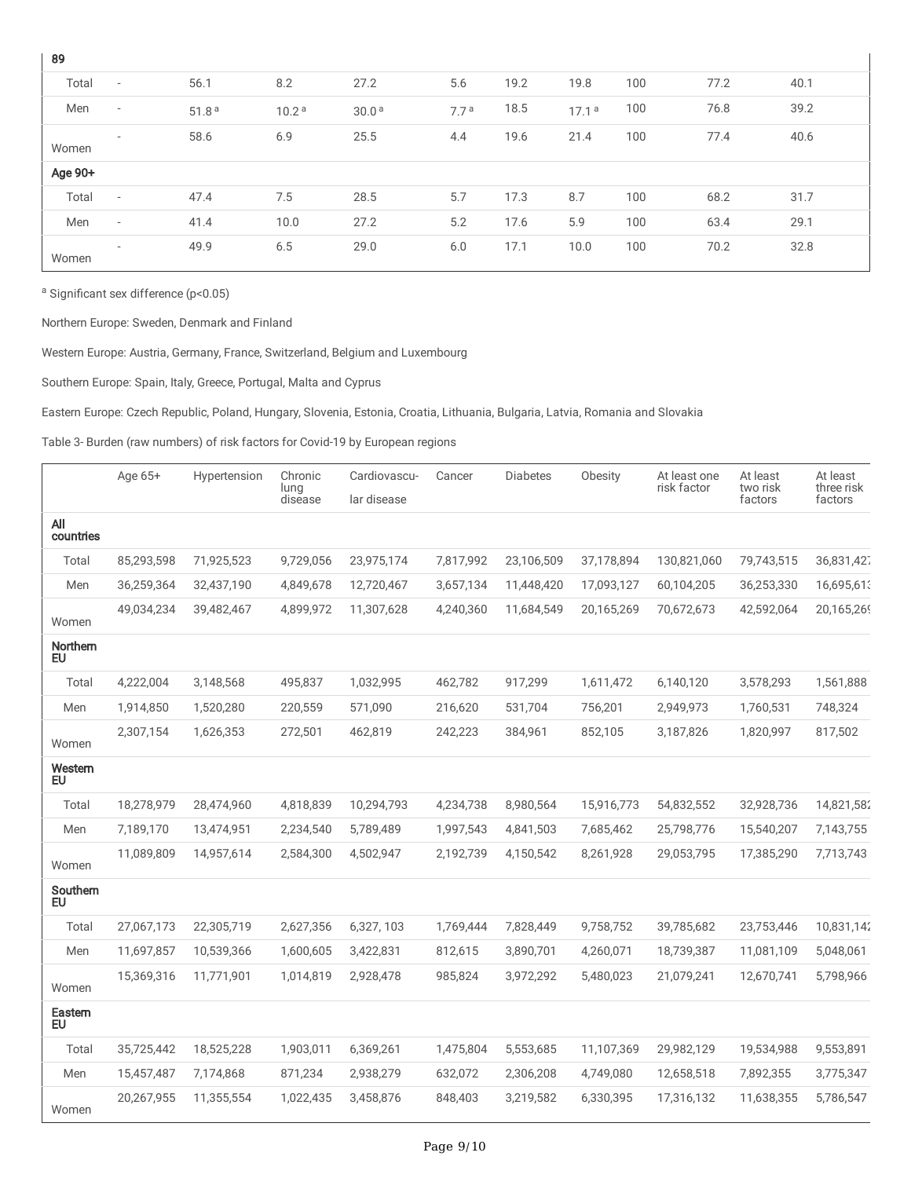| | | | | | | | | | | |
|---|---|---|---|---|---|---|---|---|---|---|
| **89** | | | | | | | | | | |
| Total | - | 56.1 | 8.2 | 27.2 | 5.6 | 19.2 | 19.8 | 100 | 77.2 | 40.1 |
| Men | - | 51.8 [a] | 10.2 [a] | 30.0 [a] | 7.7 [a] | 18.5 | 17.1 [a] | 100 | 76.8 | 39.2 |
| Women | - | 58.6 | 6.9 | 25.5 | 4.4 | 19.6 | 21.4 | 100 | 77.4 | 40.6 |
| **Age 90+** | | | | | | | | | | |
| Total | - | 47.4 | 7.5 | 28.5 | 5.7 | 17.3 | 8.7 | 100 | 68.2 | 31.7 |
| Men | - | 41.4 | 10.0 | 27.2 | 5.2 | 17.6 | 5.9 | 100 | 63.4 | 29.1 |
| Women | - | 49.9 | 6.5 | 29.0 | 6.0 | 17.1 | 10.0 | 100 | 70.2 | 32.8 |

[a] Significant sex difference ($p<0.05$)

Northern Europe: Sweden, Denmark and Finland

Western Europe: Austria, Germany, France, Switzerland, Belgium and Luxembourg

Southern Europe: Spain, Italy, Greece, Portugal, Malta and Cyprus

Eastern Europe: Czech Republic, Poland, Hungary, Slovenia, Estonia, Croatia, Lithuania, Bulgaria, Latvia, Romania and Slovakia

Table 3- Burden (raw numbers) of risk factors for Covid-19 by European regions

| | Age 65+ | Hypertension | Chronic lung disease | Cardiovascular disease | Cancer | Diabetes | Obesity | At least one risk factor | At least two risk factors | At least three risk factors |
|---|---|---|---|---|---|---|---|---|---|---|
| **All countries** | | | | | | | | | | |
| Total | 85,293,598 | 71,925,523 | 9,729,056 | 23,975,174 | 7,817,992 | 23,106,509 | 37,178,894 | 130,821,060 | 79,743,515 | 36,831,427 |
| Men | 36,259,364 | 32,437,190 | 4,849,678 | 12,720,467 | 3,657,134 | 11,448,420 | 17,093,127 | 60,104,205 | 36,253,330 | 16,695,613 |
| Women | 49,034,234 | 39,482,467 | 4,899,972 | 11,307,628 | 4,240,360 | 11,684,549 | 20,165,269 | 70,672,673 | 42,592,064 | 20,165,269 |
| **Northern EU** | | | | | | | | | | |
| Total | 4,222,004 | 3,148,568 | 495,837 | 1,032,995 | 462,782 | 917,299 | 1,611,472 | 6,140,120 | 3,578,293 | 1,561,888 |
| Men | 1,914,850 | 1,520,280 | 220,559 | 571,090 | 216,620 | 531,704 | 756,201 | 2,949,973 | 1,760,531 | 748,324 |
| Women | 2,307,154 | 1,626,353 | 272,501 | 462,819 | 242,223 | 384,961 | 852,105 | 3,187,826 | 1,820,997 | 817,502 |
| **Western EU** | | | | | | | | | | |
| Total | 18,278,979 | 28,474,960 | 4,818,839 | 10,294,793 | 4,234,738 | 8,980,564 | 15,916,773 | 54,832,552 | 32,928,736 | 14,821,582 |
| Men | 7,189,170 | 13,474,951 | 2,234,540 | 5,789,489 | 1,997,543 | 4,841,503 | 7,685,462 | 25,798,776 | 15,540,207 | 7,143,755 |
| Women | 11,089,809 | 14,957,614 | 2,584,300 | 4,502,947 | 2,192,739 | 4,150,542 | 8,261,928 | 29,053,795 | 17,385,290 | 7,713,743 |
| **Southern EU** | | | | | | | | | | |
| Total | 27,067,173 | 22,305,719 | 2,627,356 | 6,327, 103 | 1,769,444 | 7,828,449 | 9,758,752 | 39,785,682 | 23,753,446 | 10,831,142 |
| Men | 11,697,857 | 10,539,366 | 1,600,605 | 3,422,831 | 812,615 | 3,890,701 | 4,260,071 | 18,739,387 | 11,081,109 | 5,048,061 |
| Women | 15,369,316 | 11,771,901 | 1,014,819 | 2,928,478 | 985,824 | 3,972,292 | 5,480,023 | 21,079,241 | 12,670,741 | 5,798,966 |
| **Eastern EU** | | | | | | | | | | |
| Total | 35,725,442 | 18,525,228 | 1,903,011 | 6,369,261 | 1,475,804 | 5,553,685 | 11,107,369 | 29,982,129 | 19,534,988 | 9,553,891 |
| Men | 15,457,487 | 7,174,868 | 871,234 | 2,938,279 | 632,072 | 2,306,208 | 4,749,080 | 12,658,518 | 7,892,355 | 3,775,347 |
| Women | 20,267,955 | 11,355,554 | 1,022,435 | 3,458,876 | 848,403 | 3,219,582 | 6,330,395 | 17,316,132 | 11,638,355 | 5,786,547 |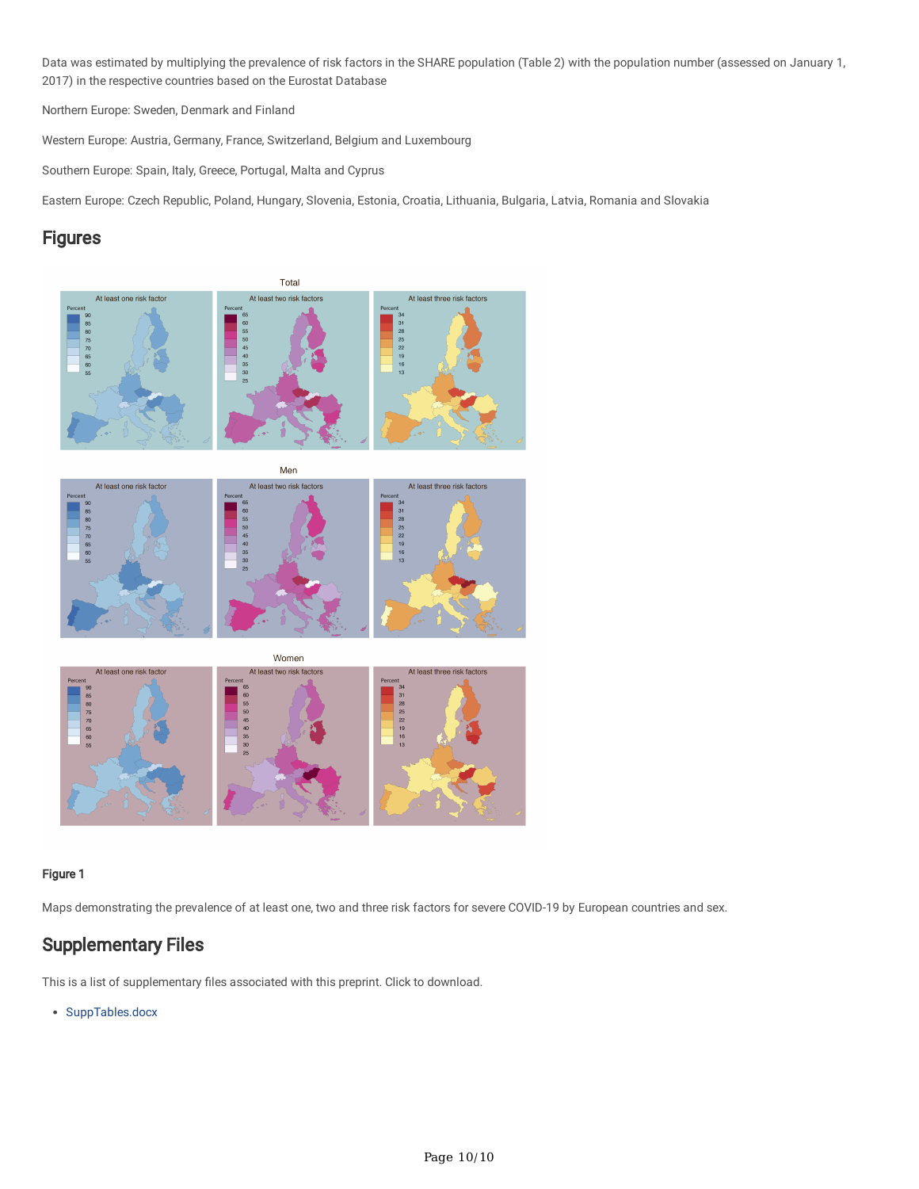Data was estimated by multiplying the prevalence of risk factors in the SHARE population (Table 2) with the population number (assessed on January 1, 2017) in the respective countries based on the Eurostat Database

Northern Europe: Sweden, Denmark and Finland

Western Europe: Austria, Germany, France, Switzerland, Belgium and Luxembourg

Southern Europe: Spain, Italy, Greece, Portugal, Malta and Cyprus

Eastern Europe: Czech Republic, Poland, Hungary, Slovenia, Estonia, Croatia, Lithuania, Bulgaria, Latvia, Romania and Slovakia

## Figures

Total

At least one risk factor
Percent
90
85
80
75
70
65
60
55

At least two risk factors
Percent
65
60
55
50
45
40
35
30
25

At least three risk factors
Percent
34
31
28
25
22
19
16
13

Men

At least one risk factor
Percent
90
85
80
75
70
65
60
55

At least two risk factors
Percent
65
60
55
50
45
40
35
30
25

At least three risk factors
Percent
34
31
28
25
22
19
16
13

Women

At least one risk factor
Percent
90
85
80
75
70
65
60
55

At least two risk factors
Percent
65
60
55
50
45
40
35
30
25

At least three risk factors
Percent
34
31
28
25
22
19
16
13

**Figure 1**

Maps demonstrating the prevalence of at least one, two and three risk factors for severe COVID-19 by European countries and sex.

## Supplementary Files

This is a list of supplementary files associated with this preprint. Click to download.

- SuppTables.docx